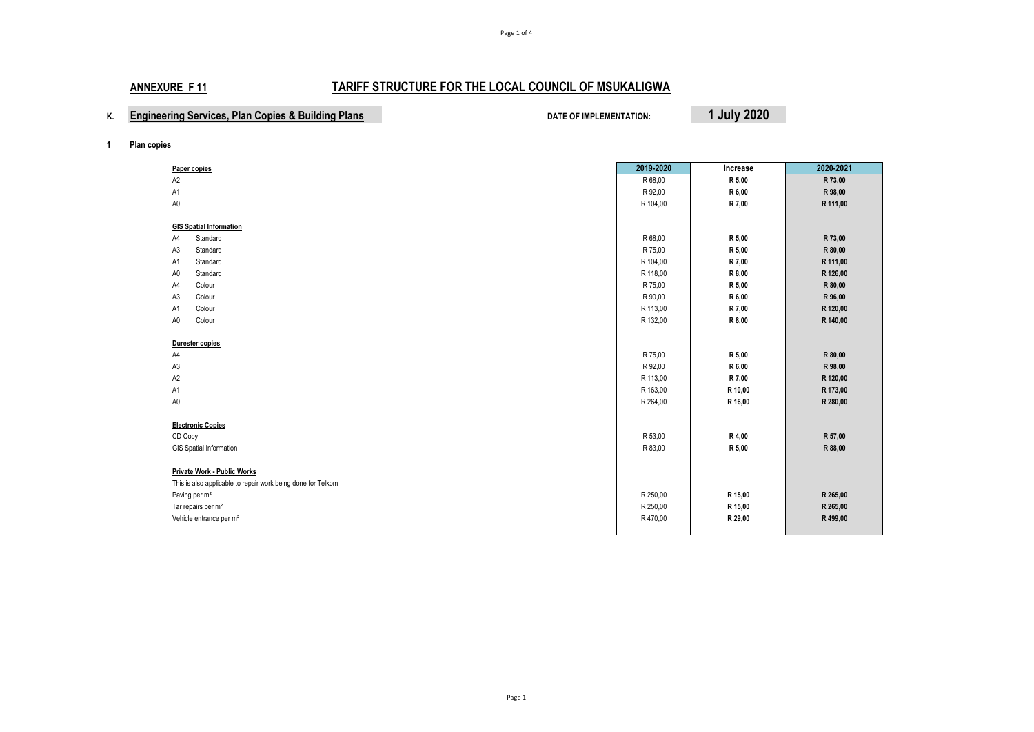## ANNEXURE F 11

# TARIFF STRUCTURE FOR THE LOCAL COUNCIL OF MSUKALIGWA

**K. Engineering Services, Plan Copies & Building Plans**

**DATE OF IMPLEMENTATION: 1 July 2020**

**1 Plan copies**

| | 2019-2020 | Increase | 2020-2021 |
|---|---|---|---|
| **Paper copies** | | | |
| A2 | R 68,00 | **R 5,00** | **R 73,00** |
| A1 | R 92,00 | **R 6,00** | **R 98,00** |
| A0 | R 104,00 | **R 7,00** | **R 111,00** |
| | | | |
| **GIS Spatial Information** | | | |
| A4 Standard | R 68,00 | **R 5,00** | **R 73,00** |
| A3 Standard | R 75,00 | **R 5,00** | **R 80,00** |
| A1 Standard | R 104,00 | **R 7,00** | **R 111,00** |
| A0 Standard | R 118,00 | **R 8,00** | **R 126,00** |
| A4 Colour | R 75,00 | **R 5,00** | **R 80,00** |
| A3 Colour | R 90,00 | **R 6,00** | **R 96,00** |
| A1 Colour | R 113,00 | **R 7,00** | **R 120,00** |
| A0 Colour | R 132,00 | **R 8,00** | **R 140,00** |
| | | | |
| **Durester copies** | | | |
| A4 | R 75,00 | **R 5,00** | **R 80,00** |
| A3 | R 92,00 | **R 6,00** | **R 98,00** |
| A2 | R 113,00 | **R 7,00** | **R 120,00** |
| A1 | R 163,00 | **R 10,00** | **R 173,00** |
| A0 | R 264,00 | **R 16,00** | **R 280,00** |
| | | | |
| **Electronic Copies** | | | |
| CD Copy | R 53,00 | **R 4,00** | **R 57,00** |
| GIS Spatial Information | R 83,00 | **R 5,00** | **R 88,00** |
| | | | |
| **Private Work - Public Works** | | | |
| This is also applicable to repair work being done for Telkom | | | |
| Paving per m² | R 250,00 | **R 15,00** | **R 265,00** |
| Tar repairs per m² | R 250,00 | **R 15,00** | **R 265,00** |
| Vehicle entrance per m² | R 470,00 | **R 29,00** | **R 499,00** |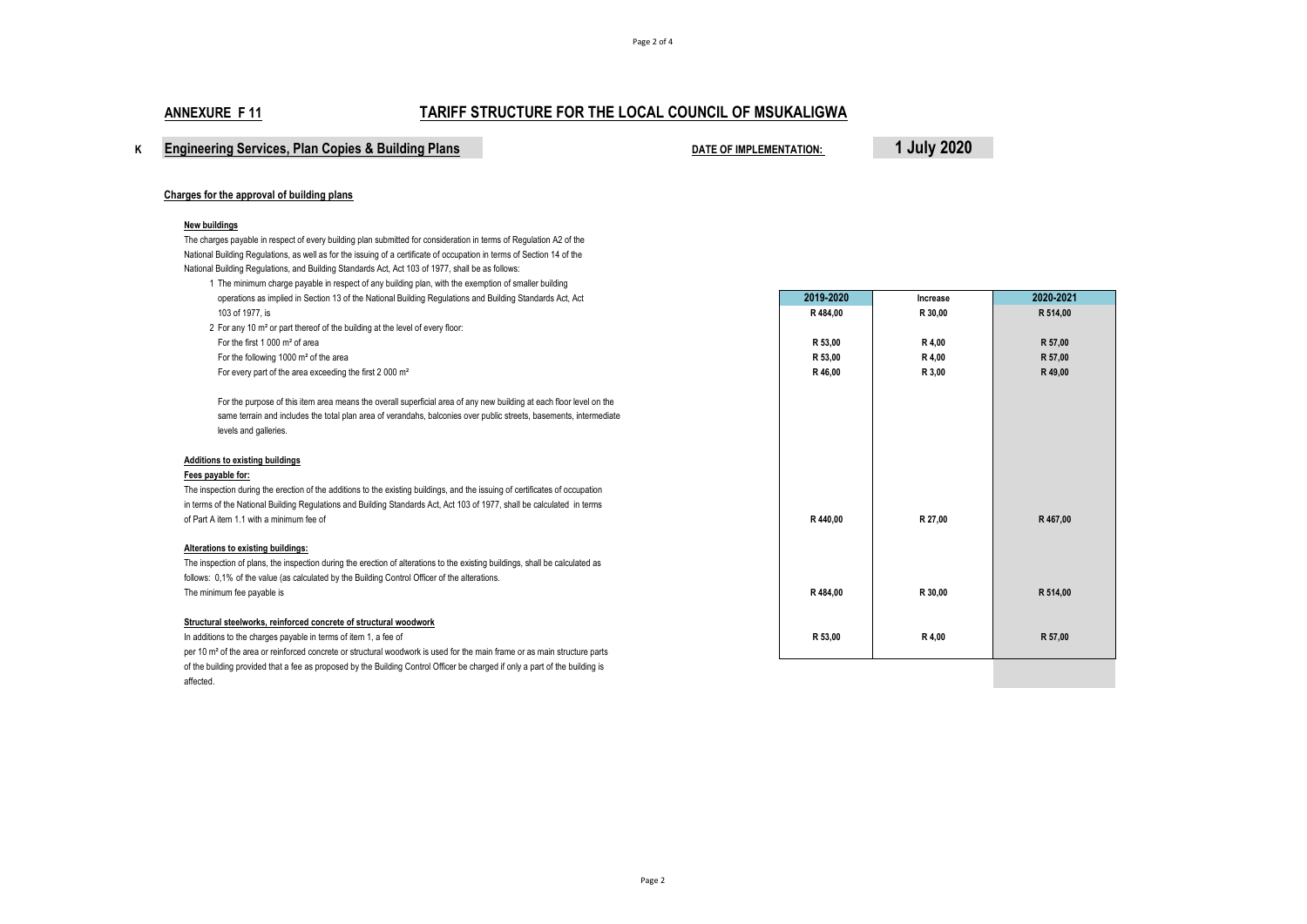## ANNEXURE F 11

# TARIFF STRUCTURE FOR THE LOCAL COUNCIL OF MSUKALIGWA

**K Engineering Services, Plan Copies & Building Plans**

**DATE OF IMPLEMENTATION: 1 July 2020**

### Charges for the approval of building plans

**New buildings**

The charges payable in respect of every building plan submitted for consideration in terms of Regulation A2 of the National Building Regulations, as well as for the issuing of a certificate of occupation in terms of Section 14 of the National Building Regulations, and Building Standards Act, Act 103 of 1977, shall be as follows:

| Description | 2019-2020 | Increase | 2020-2021 |
|---|---|---|---|
| 1 The minimum charge payable in respect of any building plan, with the exemption of smaller building operations as implied in Section 13 of the National Building Regulations and Building Standards Act, Act 103 of 1977, is | R 484,00 | R 30,00 | R 514,00 |
| 2 For any 10 m² or part thereof of the building at the level of every floor: | | | |
| For the first 1 000 m² of area | R 53,00 | R 4,00 | R 57,00 |
| For the following 1000 m² of the area | R 53,00 | R 4,00 | R 57,00 |
| For every part of the area exceeding the first 2 000 m² | R 46,00 | R 3,00 | R 49,00 |

For the purpose of this item area means the overall superficial area of any new building at each floor level on the same terrain and includes the total plan area of verandahs, balconies over public streets, basements, intermediate levels and galleries.

**Additions to existing buildings**

**Fees payable for:**

| Description | 2019-2020 | Increase | 2020-2021 |
|---|---|---|---|
| The inspection during the erection of the additions to the existing buildings, and the issuing of certificates of occupation in terms of the National Building Regulations and Building Standards Act, Act 103 of 1977, shall be calculated in terms of Part A item 1.1 with a minimum fee of | R 440,00 | R 27,00 | R 467,00 |

**Alterations to existing buildings:**

| Description | 2019-2020 | Increase | 2020-2021 |
|---|---|---|---|
| The inspection of plans, the inspection during the erection of alterations to the existing buildings, shall be calculated as follows: 0,1% of the value (as calculated by the Building Control Officer of the alterations. The minimum fee payable is | R 484,00 | R 30,00 | R 514,00 |

**Structural steelworks, reinforced concrete of structural woodwork**

| Description | 2019-2020 | Increase | 2020-2021 |
|---|---|---|---|
| In additions to the charges payable in terms of item 1, a fee of per 10 m² of the area or reinforced concrete or structural woodwork is used for the main frame or as main structure parts of the building provided that a fee as proposed by the Building Control Officer be charged if only a part of the building is affected. | R 53,00 | R 4,00 | R 57,00 |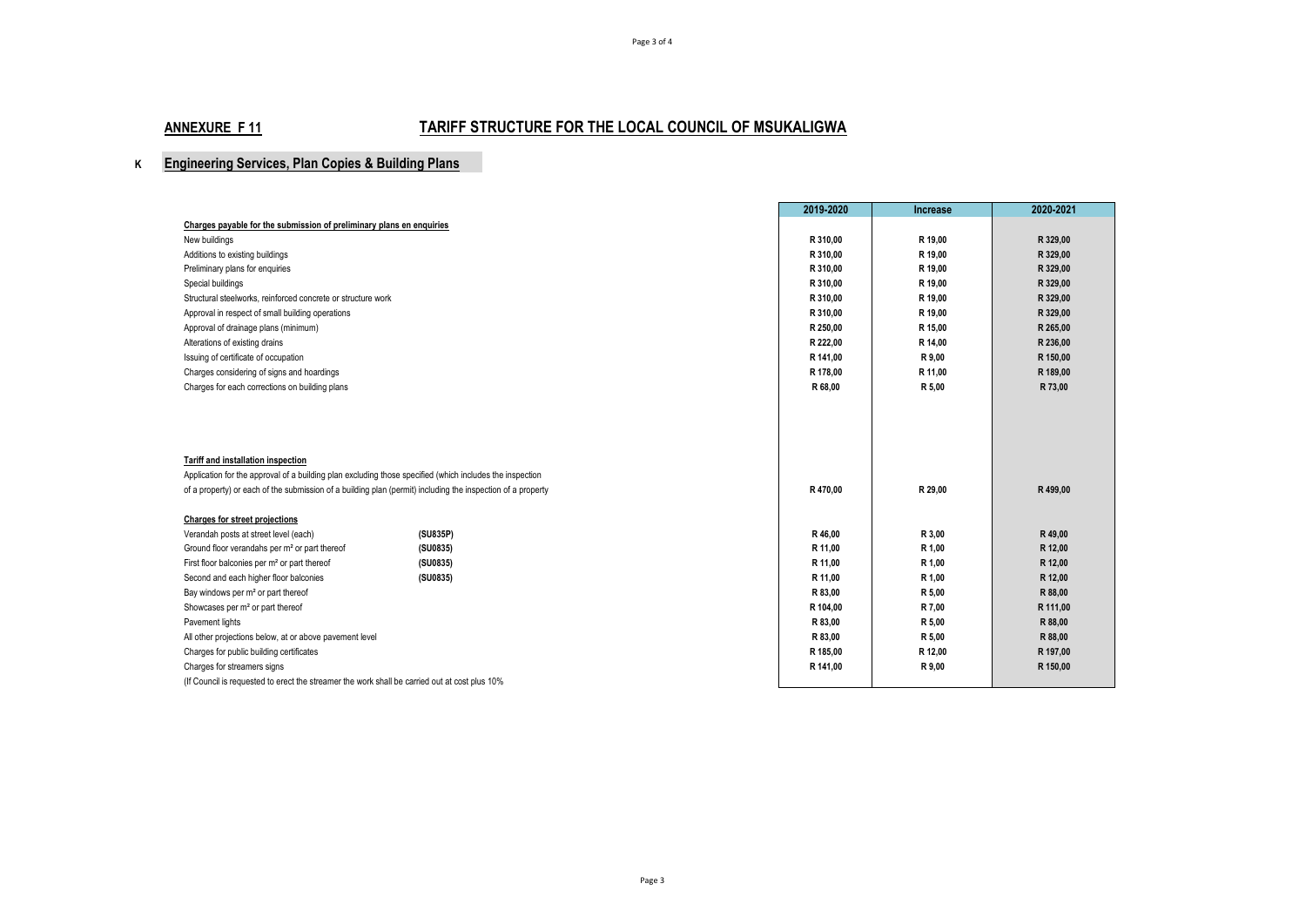## ANNEXURE F 11 — TARIFF STRUCTURE FOR THE LOCAL COUNCIL OF MSUKALIGWA

### K Engineering Services, Plan Copies & Building Plans

| | | 2019-2020 | Increase | 2020-2021 |
|---|---|---|---|---|
| **Charges payable for the submission of preliminary plans en enquiries** | | | | |
| New buildings | | **R 310,00** | **R 19,00** | **R 329,00** |
| Additions to existing buildings | | **R 310,00** | **R 19,00** | **R 329,00** |
| Preliminary plans for enquiries | | **R 310,00** | **R 19,00** | **R 329,00** |
| Special buildings | | **R 310,00** | **R 19,00** | **R 329,00** |
| Structural steelworks, reinforced concrete or structure work | | **R 310,00** | **R 19,00** | **R 329,00** |
| Approval in respect of small building operations | | **R 310,00** | **R 19,00** | **R 329,00** |
| Approval of drainage plans (minimum) | | **R 250,00** | **R 15,00** | **R 265,00** |
| Alterations of existing drains | | **R 222,00** | **R 14,00** | **R 236,00** |
| Issuing of certificate of occupation | | **R 141,00** | **R 9,00** | **R 150,00** |
| Charges considering of signs and hoardings | | **R 178,00** | **R 11,00** | **R 189,00** |
| Charges for each corrections on building plans | | **R 68,00** | **R 5,00** | **R 73,00** |
| **Tariff and installation inspection** | | | | |
| Application for the approval of a building plan excluding those specified (which includes the inspection of a property) or each of the submission of a building plan (permit) including the inspection of a property | | **R 470,00** | **R 29,00** | **R 499,00** |
| **Charges for street projections** | | | | |
| Verandah posts at street level (each) | **(SU835P)** | **R 46,00** | **R 3,00** | **R 49,00** |
| Ground floor verandahs per m² or part thereof | **(SU0835)** | **R 11,00** | **R 1,00** | **R 12,00** |
| First floor balconies per m² or part thereof | **(SU0835)** | **R 11,00** | **R 1,00** | **R 12,00** |
| Second and each higher floor balconies | **(SU0835)** | **R 11,00** | **R 1,00** | **R 12,00** |
| Bay windows per m² or part thereof | | **R 83,00** | **R 5,00** | **R 88,00** |
| Showcases per m² or part thereof | | **R 104,00** | **R 7,00** | **R 111,00** |
| Pavement lights | | **R 83,00** | **R 5,00** | **R 88,00** |
| All other projections below, at or above pavement level | | **R 83,00** | **R 5,00** | **R 88,00** |
| Charges for public building certificates | | **R 185,00** | **R 12,00** | **R 197,00** |
| Charges for streamers signs | | **R 141,00** | **R 9,00** | **R 150,00** |
| (If Council is requested to erect the streamer the work shall be carried out at cost plus 10% | | | | |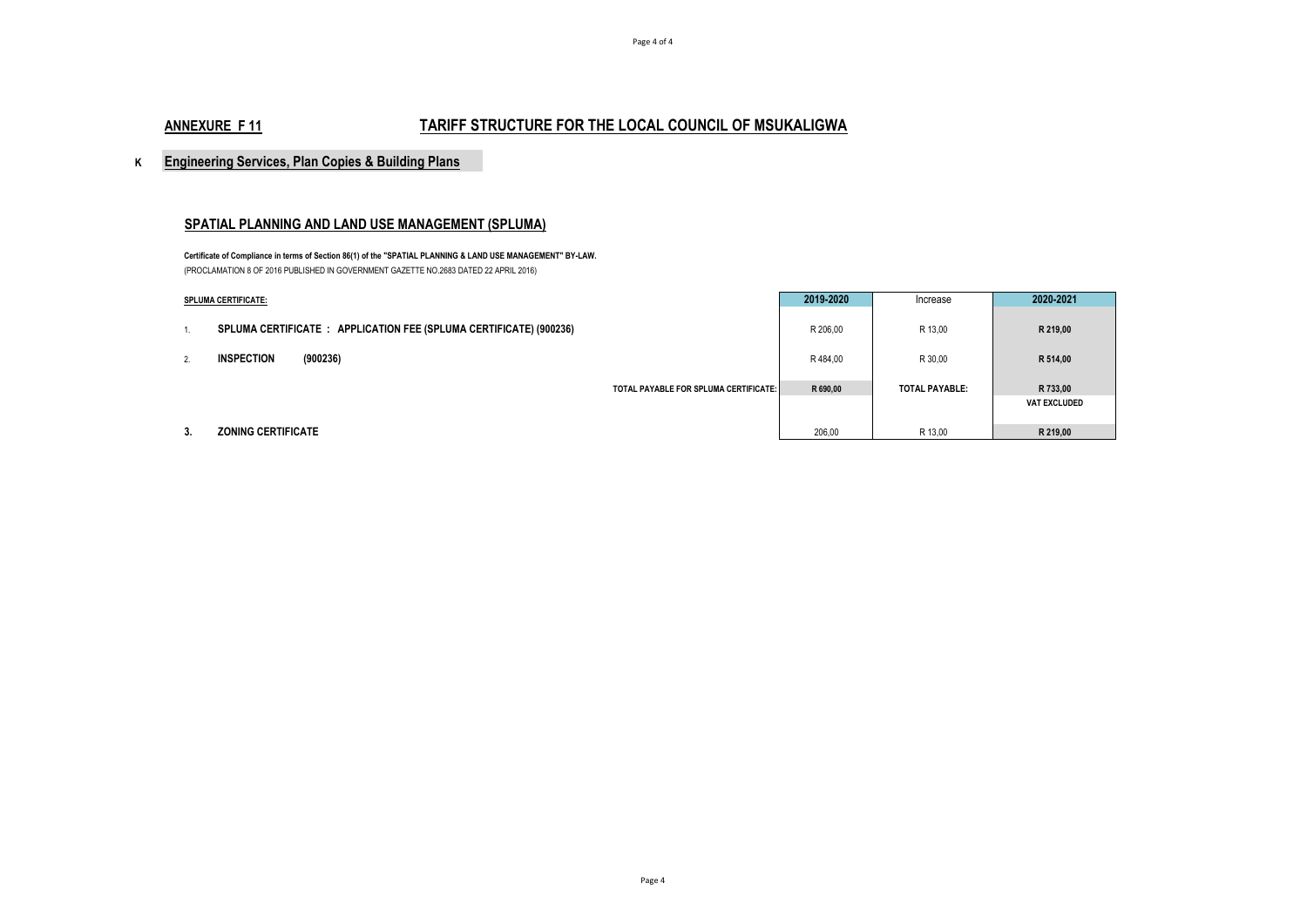## ANNEXURE F 11 — TARIFF STRUCTURE FOR THE LOCAL COUNCIL OF MSUKALIGWA

**K Engineering Services, Plan Copies & Building Plans**

### SPATIAL PLANNING AND LAND USE MANAGEMENT (SPLUMA)

**Certificate of Compliance in terms of Section 86(1) of the "SPATIAL PLANNING & LAND USE MANAGEMENT" BY-LAW.**
(PROCLAMATION 8 OF 2016 PUBLISHED IN GOVERNMENT GAZETTE NO.2683 DATED 22 APRIL 2016)

| SPLUMA CERTIFICATE: | 2019-2020 | Increase | 2020-2021 |
|---|---|---|---|
| 1. **SPLUMA CERTIFICATE : APPLICATION FEE (SPLUMA CERTIFICATE) (900236)** | R 206,00 | R 13,00 | **R 219,00** |
| 2. **INSPECTION (900236)** | R 484,00 | R 30,00 | **R 514,00** |
| **TOTAL PAYABLE FOR SPLUMA CERTIFICATE:** | **R 690,00** | **TOTAL PAYABLE:** | **R 733,00** |
| | | | **VAT EXCLUDED** |
| **3. ZONING CERTIFICATE** | 206,00 | R 13,00 | **R 219,00** |